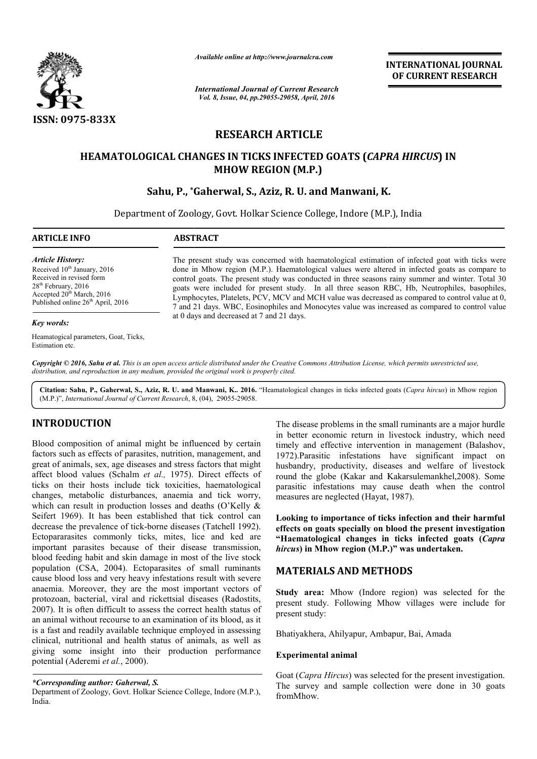ISSN: 0975-833X

*Available online at http://www.journalcra.com*

*International Journal of Current Research*
*Vol. 8, Issue, 04, pp.29055-29058, April, 2016*

**INTERNATIONAL JOURNAL OF CURRENT RESEARCH**

# RESEARCH ARTICLE

# HEAMATOLOGICAL CHANGES IN TICKS INFECTED GOATS (*CAPRA HIRCUS*) IN MHOW REGION (M.P.)

**Sahu, P., *Gaherwal, S., Aziz, R. U. and Manwani, K.**

Department of Zoology, Govt. Holkar Science College, Indore (M.P.), India

**ARTICLE INFO**

*Article History:*
Received 10th January, 2016
Received in revised form
28th February, 2016
Accepted 20th March, 2016
Published online 26th April, 2016

*Key words:*

Heamatogical parameters, Goat, Ticks, Estimation etc.

**ABSTRACT**

The present study was concerned with haematological estimation of infected goat with ticks were done in Mhow region (M.P.). Haematological values were altered in infected goats as compare to control goats. The present study was conducted in three seasons rainy summer and winter. Total 30 goats were included for present study. In all three season RBC, Hb, Neutrophiles, basophiles, Lymphocytes, Platelets, PCV, MCV and MCH value was decreased as compared to control value at 0, 7 and 21 days. WBC, Eosinophiles and Monocytes value was increased as compared to control value at 0 days and decreased at 7 and 21 days.

*Copyright © 2016, Sahu et al. This is an open access article distributed under the Creative Commons Attribution License, which permits unrestricted use, distribution, and reproduction in any medium, provided the original work is properly cited.*

**Citation: Sahu, P., Gaherwal, S., Aziz, R. U. and Manwani, K.. 2016.** "Heamatological changes in ticks infected goats (*Capra hircus*) in Mhow region (M.P.)", *International Journal of Current Research*, 8, (04), 29055-29058.

## INTRODUCTION

Blood composition of animal might be influenced by certain factors such as effects of parasites, nutrition, management, and great of animals, sex, age diseases and stress factors that might affect blood values (Schalm *et al.,* 1975). Direct effects of ticks on their hosts include tick toxicities, haematological changes, metabolic disturbances, anaemia and tick worry, which can result in production losses and deaths (O'Kelly & Seifert 1969). It has been established that tick control can decrease the prevalence of tick-borne diseases (Tatchell 1992). Ectopararasites commonly ticks, mites, lice and ked are important parasites because of their disease transmission, blood feeding habit and skin damage in most of the live stock population (CSA, 2004). Ectoparasites of small ruminants cause blood loss and very heavy infestations result with severe anaemia. Moreover, they are the most important vectors of protozoan, bacterial, viral and rickettsial diseases (Radostits, 2007). It is often difficult to assess the correct health status of an animal without recourse to an examination of its blood, as it is a fast and readily available technique employed in assessing clinical, nutritional and health status of animals, as well as giving some insight into their production performance potential (Aderemi *et al.*, 2000).

*\*Corresponding author: Gaherwal, S.*
Department of Zoology, Govt. Holkar Science College, Indore (M.P.), India.

The disease problems in the small ruminants are a major hurdle in better economic return in livestock industry, which need timely and effective intervention in management (Balashov, 1972).Parasitic infestations have significant impact on husbandry, productivity, diseases and welfare of livestock round the globe (Kakar and Kakarsulemankhel,2008). Some parasitic infestations may cause death when the control measures are neglected (Hayat, 1987).

**Looking to importance of ticks infection and their harmful effects on goats specially on blood the present investigation "Haematological changes in ticks infected goats (*Capra hircus*) in Mhow region (M.P.)" was undertaken.**

## MATERIALS AND METHODS

**Study area:** Mhow (Indore region) was selected for the present study. Following Mhow villages were include for present study:

Bhatiyakhera, Ahilyapur, Ambapur, Bai, Amada

### Experimental animal

Goat (*Capra Hircus*) was selected for the present investigation. The survey and sample collection were done in 30 goats fromMhow.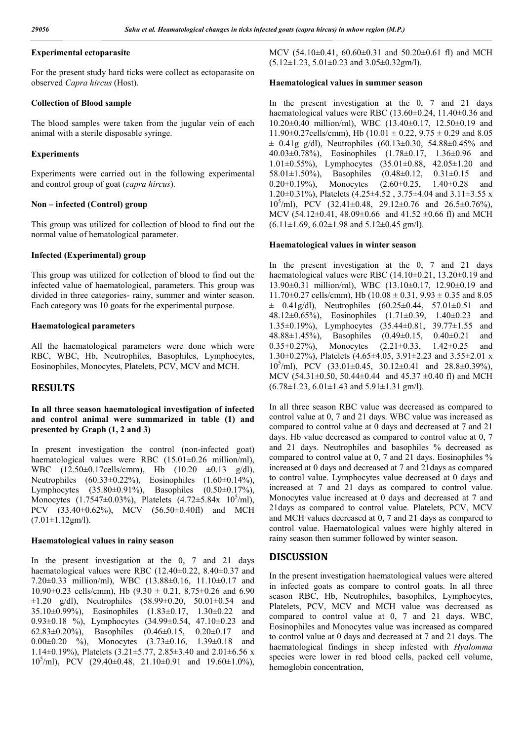### Experimental ectoparasite

For the present study hard ticks were collect as ectoparasite on observed *Capra hircus* (Host).

### Collection of Blood sample

The blood samples were taken from the jugular vein of each animal with a sterile disposable syringe.

### Experiments

Experiments were carried out in the following experimental and control group of goat (*capra hircus*).

### Non – infected (Control) group

This group was utilized for collection of blood to find out the normal value of hematological parameter.

### Infected (Experimental) group

This group was utilized for collection of blood to find out the infected value of haematological, parameters. This group was divided in three categories- rainy, summer and winter season. Each category was 10 goats for the experimental purpose.

### Haematological parameters

All the haematological parameters were done which were RBC, WBC, Hb, Neutrophiles, Basophiles, Lymphocytes, Eosinophiles, Monocytes, Platelets, PCV, MCV and MCH.

## RESULTS

### In all three season haematological investigation of infected and control animal were summarized in table (1) and presented by Graph (1, 2 and 3)

In present investigation the control (non-infected goat) haematological values were RBC (15.01±0.26 million/ml), WBC (12.50±0.17cells/cmm), Hb (10.20 ±0.13 g/dl), Neutrophiles (60.33±0.22%), Eosinophiles (1.60±0.14%), Lymphocytes (35.80±0.91%), Basophiles (0.50±0.17%), Monocytes (1.7547±0.03%), Platelets (4.72±5.84x $10^5$/ml), PCV (33.40±0.62%), MCV (56.50±0.40fl) and MCH (7.01±1.12gm/l).

### Haematological values in rainy season

In the present investigation at the 0, 7 and 21 days haematological values were RBC (12.40±0.22, 8.40±0.37 and 7.20±0.33 million/ml), WBC (13.88±0.16, 11.10±0.17 and 10.90±0.23 cells/cmm), Hb (9.30 ± 0.21, 8.75±0.26 and 6.90 ±1.20 g/dl), Neutrophiles (58.99±0.20, 50.01±0.54 and 35.10±0.99%), Eosinophiles (1.83±0.17, 1.30±0.22 and 0.93±0.18 %), Lymphocytes (34.99±0.54, 47.10±0.23 and 62.83±0.20%), Basophiles (0.46±0.15, 0.20±0.17 and 0.00±0.20 %), Monocytes (3.73±0.16, 1.39±0.18 and 1.14±0.19%), Platelets (3.21±5.77, 2.85±3.40 and 2.01±6.56 x $10^5$/ml), PCV (29.40±0.48, 21.10±0.91 and 19.60±1.0%), MCV (54.10±0.41, 60.60±0.31 and 50.20±0.61 fl) and MCH (5.12±1.23, 5.01±0.23 and 3.05±0.32gm/l).

### Haematological values in summer season

In the present investigation at the 0, 7 and 21 days haematological values were RBC (13.60±0.24, 11.40±0.36 and 10.20±0.40 million/ml), WBC (13.40±0.17, 12.50±0.19 and 11.90±0.27cells/cmm), Hb (10.01 ± 0.22, 9.75 ± 0.29 and 8.05 ± 0.41g g/dl), Neutrophiles (60.13±0.30, 54.88±0.45% and 40.03±0.78%), Eosinophiles (1.78±0.17, 1.36±0.96 and 1.01±0.55%), Lymphocytes (35.01±0.88, 42.05±1.20 and 58.01±1.50%), Basophiles (0.48±0.12, 0.31±0.15 and 0.20±0.19%), Monocytes (2.60±0.25, 1.40±0.28 and 1.20±0.31%), Platelets (4.25±4.52 , 3.75±4.04 and 3.11±3.55 x $10^5$/ml), PCV (32.41±0.48, 29.12±0.76 and 26.5±0.76%), MCV (54.12±0.41, 48.09±0.66 and 41.52 ±0.66 fl) and MCH (6.11±1.69, 6.02±1.98 and 5.12±0.45 gm/l).

### Haematological values in winter season

In the present investigation at the 0, 7 and 21 days haematological values were RBC (14.10±0.21, 13.20±0.19 and 13.90±0.31 million/ml), WBC (13.10±0.17, 12.90±0.19 and 11.70±0.27 cells/cmm), Hb (10.08 ± 0.31, 9.93 ± 0.35 and 8.05 ± 0.41g/dl), Neutrophiles (60.25±0.44, 57.01±0.51 and 48.12±0.65%), Eosinophiles (1.71±0.39, 1.40±0.23 and 1.35±0.19%), Lymphocytes (35.44±0.81, 39.77±1.55 and 48.88±1.45%), Basophiles (0.49±0.15, 0.40±0.21 and 0.35±0.27%), Monocytes (2.21±0.33, 1.42±0.25 and 1.30±0.27%), Platelets (4.65±4.05, 3.91±2.23 and 3.55±2.01 x $10^5$/ml), PCV (33.01±0.45, 30.12±0.41 and 28.8±0.39%), MCV (54.31±0.50, 50.44±0.44 and 45.37 ±0.40 fl) and MCH (6.78±1.23, 6.01±1.43 and 5.91±1.31 gm/l).

In all three season RBC value was decreased as compared to control value at 0, 7 and 21 days. WBC value was increased as compared to control value at 0 days and decreased at 7 and 21 days. Hb value decreased as compared to control value at 0, 7 and 21 days. Neutrophiles and basophiles % decreased as compared to control value at 0, 7 and 21 days. Eosinophiles % increased at 0 days and decreased at 7 and 21days as compared to control value. Lymphocytes value decreased at 0 days and increased at 7 and 21 days as compared to control value. Monocytes value increased at 0 days and decreased at 7 and 21days as compared to control value. Platelets, PCV, MCV and MCH values decreased at 0, 7 and 21 days as compared to control value. Haematological values were highly altered in rainy season then summer followed by winter season.

## DISCUSSION

In the present investigation haematological values were altered in infected goats as compare to control goats. In all three season RBC, Hb, Neutrophiles, basophiles, Lymphocytes, Platelets, PCV, MCV and MCH value was decreased as compared to control value at 0, 7 and 21 days. WBC, Eosinophiles and Monocytes value was increased as compared to control value at 0 days and decreased at 7 and 21 days. The haematological findings in sheep infested with *Hyalomma* species were lower in red blood cells, packed cell volume, hemoglobin concentration,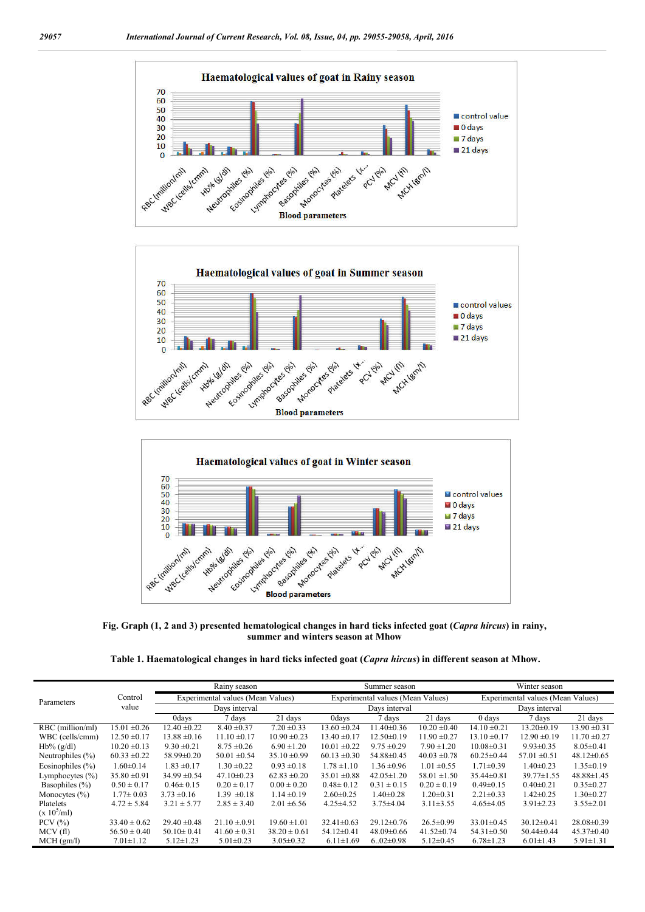Fig. Graph (1, 2 and 3) presented hematological changes in hard ticks infected goat (*Capra hircus*) in rainy, summer and winters season at Mhow

**Table 1. Haematological changes in hard ticks infected goat (*Capra hircus*) in different season at Mhow.**

| Parameters | Control value | Rainy season | | | Summer season | | | Winter season | | |
|---|---|---|---|---|---|---|---|---|---|---|
| | | Experimental values (Mean Values) | | | Experimental values (Mean Values) | | | Experimental values (Mean Values) | | |
| | | Days interval | | | Days interval | | | Days interval | | |
| | | 0days | 7 days | 21 days | 0days | 7 days | 21 days | 0 days | 7 days | 21 days |
| RBC (million/ml) | 15.01 ±0.26 | 12.40 ±0.22 | 8.40 ±0.37 | 7.20 ±0.33 | 13.60 ±0.24 | 11.40±0.36 | 10.20 ±0.40 | 14.10 ±0.21 | 13.20±0.19 | 13.90 ±0.31 |
| WBC (cells/cmm) | 12.50 ±0.17 | 13.88 ±0.16 | 11.10 ±0.17 | 10.90 ±0.23 | 13.40 ±0.17 | 12.50±0.19 | 11.90 ±0.27 | 13.10 ±0.17 | 12.90 ±0.19 | 11.70 ±0.27 |
| Hb% (g/dl) | 10.20 ±0.13 | 9.30 ±0.21 | 8.75 ±0.26 | 6.90 ±1.20 | 10.01 ±0.22 | 9.75 ±0.29 | 7.90 ±1.20 | 10.08±0.31 | 9.93±0.35 | 8.05±0.41 |
| Neutrophiles (%) | 60.33 ±0.22 | 58.99±0.20 | 50.01 ±0.54 | 35.10 ±0.99 | 60.13 ±0.30 | 54.88±0.45 | 40.03 ±0.78 | 60.25±0.44 | 57.01 ±0.51 | 48.12±0.65 |
| Eosinophiles (%) | 1.60±0.14 | 1.83 ±0.17 | 1.30 ±0.22 | 0.93 ±0.18 | 1.78 ±1.10 | 1.36 ±0.96 | 1.01 ±0.55 | 1.71±0.39 | 1.40±0.23 | 1.35±0.19 |
| Lymphocytes (%) | 35.80 ±0.91 | 34.99 ±0.54 | 47.10±0.23 | 62.83 ±0.20 | 35.01 ±0.88 | 42.05±1.20 | 58.01 ±1.50 | 35.44±0.81 | 39.77±1.55 | 48.88±1.45 |
| Basophiles (%) | 0.50 ± 0.17 | 0.46± 0.15 | 0.20 ± 0.17 | 0.00 ± 0.20 | 0.48± 0.12 | 0.31 ± 0.15 | 0.20 ± 0.19 | 0.49±0.15 | 0.40±0.21 | 0.35±0.27 |
| Monocytes (%) | 1.77± 0.03 | 3.73 ±0.16 | 1.39 ±0.18 | 1.14 ±0.19 | 2.60±0.25 | 1.40±0.28 | 1.20±0.31 | 2.21±0.33 | 1.42±0.25 | 1.30±0.27 |
| Platelets (x $10^5$/ml) | 4.72 ± 5.84 | 3.21 ± 5.77 | 2.85 ± 3.40 | 2.01 ±6.56 | 4.25±4.52 | 3.75±4.04 | 3.11±3.55 | 4.65±4.05 | 3.91±2.23 | 3.55±2.01 |
| PCV (%) | 33.40 ± 0.62 | 29.40 ±0.48 | 21.10 ±0.91 | 19.60 ±1.01 | 32.41±0.63 | 29.12±0.76 | 26.5±0.99 | 33.01±0.45 | 30.12±0.41 | 28.08±0.39 |
| MCV (fl) | 56.50 ± 0.40 | 50.10± 0.41 | 41.60 ± 0.31 | 38.20 ± 0.61 | 54.12±0.41 | 48.09±0.66 | 41.52±0.74 | 54.31±0.50 | 50.44±0.44 | 45.37±0.40 |
| MCH (gm/l) | 7.01±1.12 | 5.12±1.23 | 5.01±0.23 | 3.05±0.32 | 6.11±1.69 | 6..02±0.98 | 5.12±0.45 | 6.78±1.23 | 6.01±1.43 | 5.91±1.31 |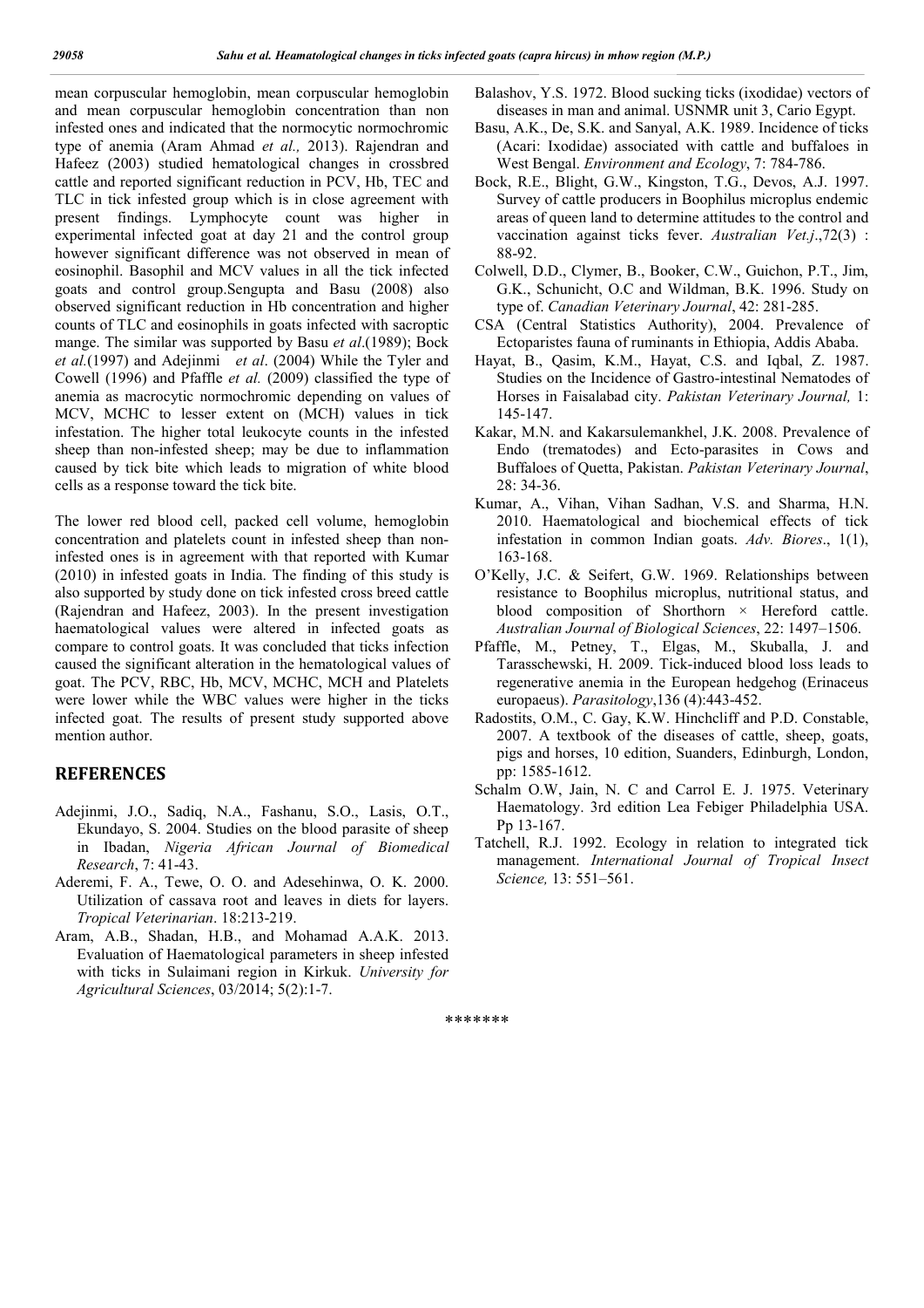mean corpuscular hemoglobin, mean corpuscular hemoglobin and mean corpuscular hemoglobin concentration than non infested ones and indicated that the normocytic normochromic type of anemia (Aram Ahmad *et al.,* 2013). Rajendran and Hafeez (2003) studied hematological changes in crossbred cattle and reported significant reduction in PCV, Hb, TEC and TLC in tick infested group which is in close agreement with present findings. Lymphocyte count was higher in experimental infected goat at day 21 and the control group however significant difference was not observed in mean of eosinophil. Basophil and MCV values in all the tick infected goats and control group.Sengupta and Basu (2008) also observed significant reduction in Hb concentration and higher counts of TLC and eosinophils in goats infected with sacroptic mange. The similar was supported by Basu *et al*.(1989); Bock *et al.*(1997) and Adejinmi *et al*. (2004) While the Tyler and Cowell (1996) and Pfaffle *et al.* (2009) classified the type of anemia as macrocytic normochromic depending on values of MCV, MCHC to lesser extent on (MCH) values in tick infestation. The higher total leukocyte counts in the infested sheep than non-infested sheep; may be due to inflammation caused by tick bite which leads to migration of white blood cells as a response toward the tick bite.

The lower red blood cell, packed cell volume, hemoglobin concentration and platelets count in infested sheep than non-infested ones is in agreement with that reported with Kumar (2010) in infested goats in India. The finding of this study is also supported by study done on tick infested cross breed cattle (Rajendran and Hafeez, 2003). In the present investigation haematological values were altered in infected goats as compare to control goats. It was concluded that ticks infection caused the significant alteration in the hematological values of goat. The PCV, RBC, Hb, MCV, MCHC, MCH and Platelets were lower while the WBC values were higher in the ticks infected goat. The results of present study supported above mention author.

## REFERENCES

- Adejinmi, J.O., Sadiq, N.A., Fashanu, S.O., Lasis, O.T., Ekundayo, S. 2004. Studies on the blood parasite of sheep in Ibadan, *Nigeria African Journal of Biomedical Research*, 7: 41-43.
- Aderemi, F. A., Tewe, O. O. and Adesehinwa, O. K. 2000. Utilization of cassava root and leaves in diets for layers. *Tropical Veterinarian*. 18:213-219.
- Aram, A.B., Shadan, H.B., and Mohamad A.A.K. 2013. Evaluation of Haematological parameters in sheep infested with ticks in Sulaimani region in Kirkuk. *University for Agricultural Sciences*, 03/2014; 5(2):1-7.
- Balashov, Y.S. 1972. Blood sucking ticks (ixodidae) vectors of diseases in man and animal. USNMR unit 3, Cario Egypt.
- Basu, A.K., De, S.K. and Sanyal, A.K. 1989. Incidence of ticks (Acari: Ixodidae) associated with cattle and buffaloes in West Bengal. *Environment and Ecology*, 7: 784-786.
- Bock, R.E., Blight, G.W., Kingston, T.G., Devos, A.J. 1997. Survey of cattle producers in Boophilus microplus endemic areas of queen land to determine attitudes to the control and vaccination against ticks fever. *Australian Vet.j*.,72(3) : 88-92.
- Colwell, D.D., Clymer, B., Booker, C.W., Guichon, P.T., Jim, G.K., Schunicht, O.C and Wildman, B.K. 1996. Study on type of. *Canadian Veterinary Journal*, 42: 281-285.
- CSA (Central Statistics Authority), 2004. Prevalence of Ectoparistes fauna of ruminants in Ethiopia, Addis Ababa.
- Hayat, B., Qasim, K.M., Hayat, C.S. and Iqbal, Z. 1987. Studies on the Incidence of Gastro-intestinal Nematodes of Horses in Faisalabad city. *Pakistan Veterinary Journal,* 1: 145-147.
- Kakar, M.N. and Kakarsulemankhel, J.K. 2008. Prevalence of Endo (trematodes) and Ecto-parasites in Cows and Buffaloes of Quetta, Pakistan. *Pakistan Veterinary Journal*, 28: 34-36.
- Kumar, A., Vihan, Vihan Sadhan, V.S. and Sharma, H.N. 2010. Haematological and biochemical effects of tick infestation in common Indian goats. *Adv. Biores*., 1(1), 163-168.
- O'Kelly, J.C. & Seifert, G.W. 1969. Relationships between resistance to Boophilus microplus, nutritional status, and blood composition of Shorthorn × Hereford cattle. *Australian Journal of Biological Sciences*, 22: 1497–1506.
- Pfaffle, M., Petney, T., Elgas, M., Skuballa, J. and Tarasschewski, H. 2009. Tick-induced blood loss leads to regenerative anemia in the European hedgehog (Erinaceus europaeus). *Parasitology*,136 (4):443-452.
- Radostits, O.M., C. Gay, K.W. Hinchcliff and P.D. Constable, 2007. A textbook of the diseases of cattle, sheep, goats, pigs and horses, 10 edition, Suanders, Edinburgh, London, pp: 1585-1612.
- Schalm O.W, Jain, N. C and Carrol E. J. 1975. Veterinary Haematology. 3rd edition Lea Febiger Philadelphia USA. Pp 13-167.
- Tatchell, R.J. 1992. Ecology in relation to integrated tick management. *International Journal of Tropical Insect Science,* 13: 551–561.

*******